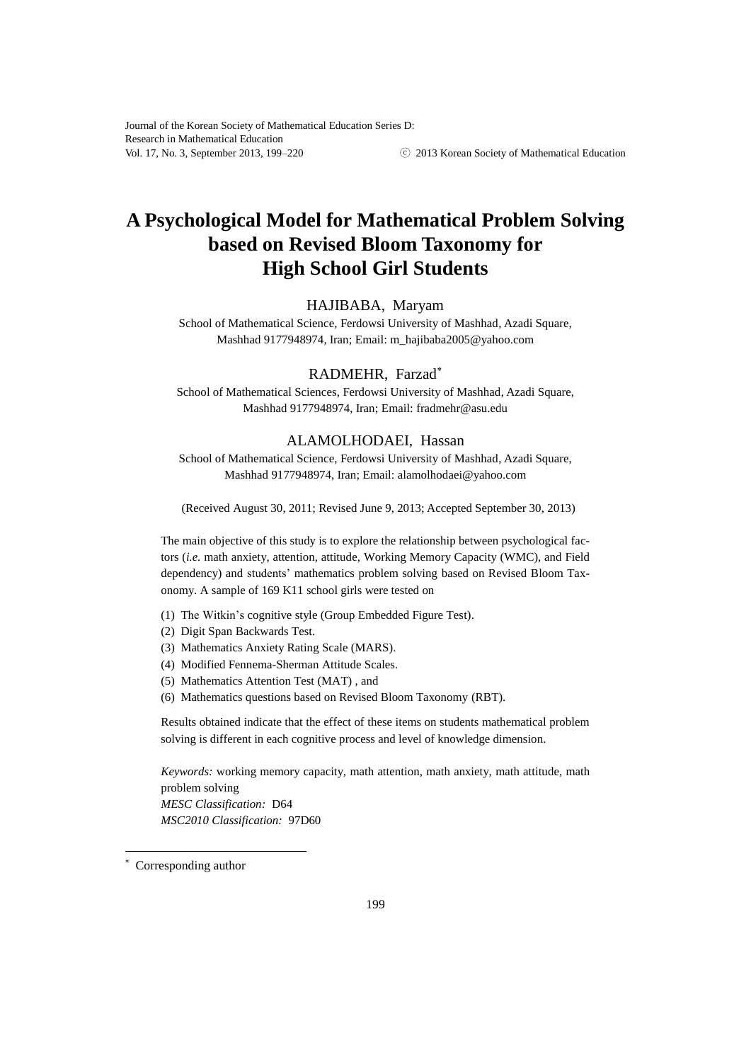# A Psychological Model for Mathematical Problem Solving based on Revised Bloom Taxonomy for High School Girl Students

HAJIBABA, Maryam

School of Mathematical Science, Ferdowsi University of Mashhad, Azadi Square, Mashhad 9177948974, Iran; Email: m_hajibaba2005@yahoo.com

RADMEHR, Farzad*

School of Mathematical Sciences, Ferdowsi University of Mashhad, Azadi Square, Mashhad 9177948974, Iran; Email: fradmehr@asu.edu

ALAMOLHODAEI, Hassan

School of Mathematical Science, Ferdowsi University of Mashhad, Azadi Square, Mashhad 9177948974, Iran; Email: alamolhodaei@yahoo.com

(Received August 30, 2011; Revised June 9, 2013; Accepted September 30, 2013)

The main objective of this study is to explore the relationship between psychological factors (*i.e.* math anxiety, attention, attitude, Working Memory Capacity (WMC), and Field dependency) and students' mathematics problem solving based on Revised Bloom Taxonomy. A sample of 169 K11 school girls were tested on

(1) The Witkin's cognitive style (Group Embedded Figure Test).
(2) Digit Span Backwards Test.
(3) Mathematics Anxiety Rating Scale (MARS).
(4) Modified Fennema-Sherman Attitude Scales.
(5) Mathematics Attention Test (MAT) , and
(6) Mathematics questions based on Revised Bloom Taxonomy (RBT).

Results obtained indicate that the effect of these items on students mathematical problem solving is different in each cognitive process and level of knowledge dimension.

*Keywords:* working memory capacity, math attention, math anxiety, math attitude, math problem solving
*MESC Classification:* D64
*MSC2010 Classification:* 97D60

* Corresponding author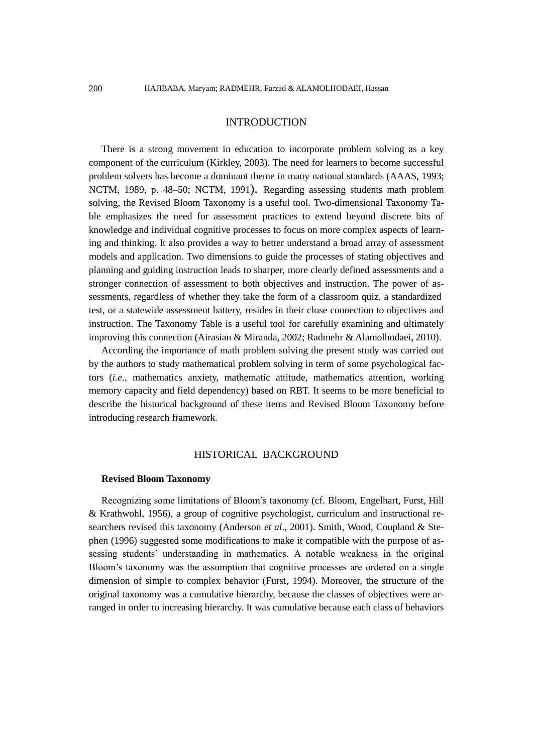## INTRODUCTION

There is a strong movement in education to incorporate problem solving as a key component of the curriculum (Kirkley, 2003). The need for learners to become successful problem solvers has become a dominant theme in many national standards (AAAS, 1993; NCTM, 1989, p. 48–50; NCTM, 1991). Regarding assessing students math problem solving, the Revised Bloom Taxonomy is a useful tool. Two-dimensional Taxonomy Table emphasizes the need for assessment practices to extend beyond discrete bits of knowledge and individual cognitive processes to focus on more complex aspects of learning and thinking. It also provides a way to better understand a broad array of assessment models and application. Two dimensions to guide the processes of stating objectives and planning and guiding instruction leads to sharper, more clearly defined assessments and a stronger connection of assessment to both objectives and instruction. The power of assessments, regardless of whether they take the form of a classroom quiz, a standardized test, or a statewide assessment battery, resides in their close connection to objectives and instruction. The Taxonomy Table is a useful tool for carefully examining and ultimately improving this connection (Airasian & Miranda, 2002; Radmehr & Alamolhodaei, 2010).

According the importance of math problem solving the present study was carried out by the authors to study mathematical problem solving in term of some psychological factors (*i.e*., mathematics anxiety, mathematic attitude, mathematics attention, working memory capacity and field dependency) based on RBT. It seems to be more beneficial to describe the historical background of these items and Revised Bloom Taxonomy before introducing research framework.

## HISTORICAL BACKGROUND

### Revised Bloom Taxonomy

Recognizing some limitations of Bloom's taxonomy (cf. Bloom, Engelhart, Furst, Hill & Krathwohl, 1956), a group of cognitive psychologist, curriculum and instructional researchers revised this taxonomy (Anderson *et al*., 2001). Smith, Wood, Coupland & Stephen (1996) suggested some modifications to make it compatible with the purpose of assessing students' understanding in mathematics. A notable weakness in the original Bloom's taxonomy was the assumption that cognitive processes are ordered on a single dimension of simple to complex behavior (Furst, 1994). Moreover, the structure of the original taxonomy was a cumulative hierarchy, because the classes of objectives were arranged in order to increasing hierarchy. It was cumulative because each class of behaviors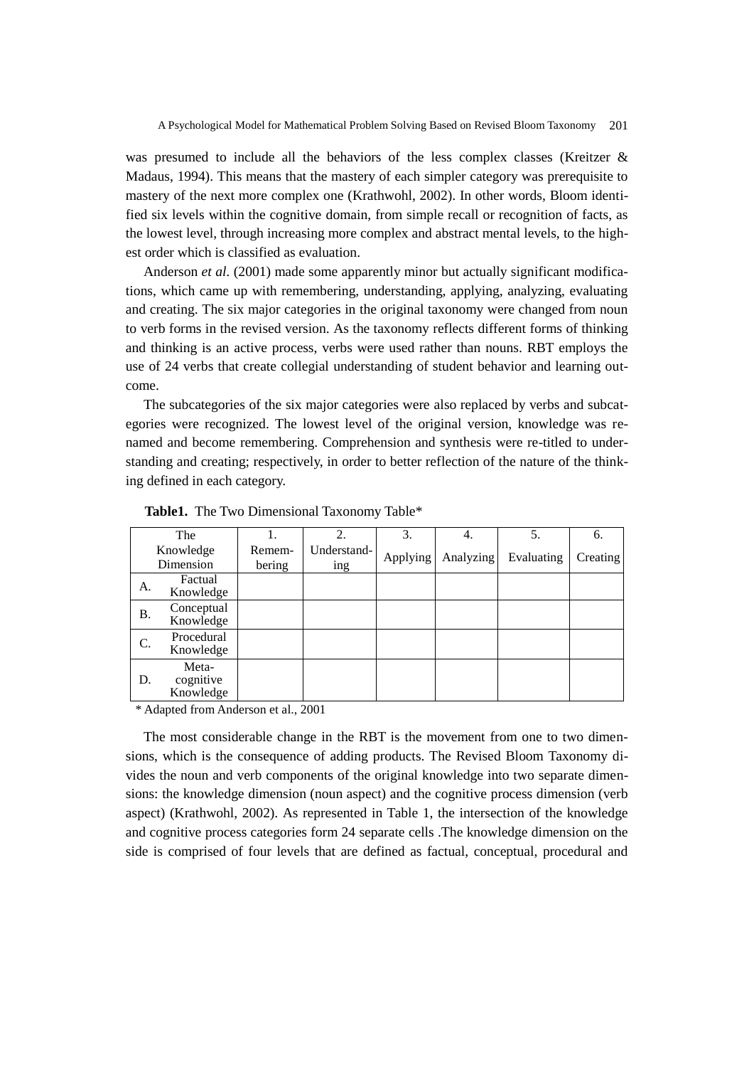was presumed to include all the behaviors of the less complex classes (Kreitzer & Madaus, 1994). This means that the mastery of each simpler category was prerequisite to mastery of the next more complex one (Krathwohl, 2002). In other words, Bloom identified six levels within the cognitive domain, from simple recall or recognition of facts, as the lowest level, through increasing more complex and abstract mental levels, to the highest order which is classified as evaluation.

Anderson *et al*. (2001) made some apparently minor but actually significant modifications, which came up with remembering, understanding, applying, analyzing, evaluating and creating. The six major categories in the original taxonomy were changed from noun to verb forms in the revised version. As the taxonomy reflects different forms of thinking and thinking is an active process, verbs were used rather than nouns. RBT employs the use of 24 verbs that create collegial understanding of student behavior and learning outcome.

The subcategories of the six major categories were also replaced by verbs and subcategories were recognized. The lowest level of the original version, knowledge was renamed and become remembering. Comprehension and synthesis were re-titled to understanding and creating; respectively, in order to better reflection of the nature of the thinking defined in each category.

**Table1.** The Two Dimensional Taxonomy Table*

| The Knowledge Dimension | | 1. Remembering | 2. Understanding | 3. Applying | 4. Analyzing | 5. Evaluating | 6. Creating |
|---|---|---|---|---|---|---|---|
| A. | Factual Knowledge | | | | | | |
| B. | Conceptual Knowledge | | | | | | |
| C. | Procedural Knowledge | | | | | | |
| D. | Meta-cognitive Knowledge | | | | | | |

\* Adapted from Anderson et al., 2001

The most considerable change in the RBT is the movement from one to two dimensions, which is the consequence of adding products. The Revised Bloom Taxonomy divides the noun and verb components of the original knowledge into two separate dimensions: the knowledge dimension (noun aspect) and the cognitive process dimension (verb aspect) (Krathwohl, 2002). As represented in Table 1, the intersection of the knowledge and cognitive process categories form 24 separate cells .The knowledge dimension on the side is comprised of four levels that are defined as factual, conceptual, procedural and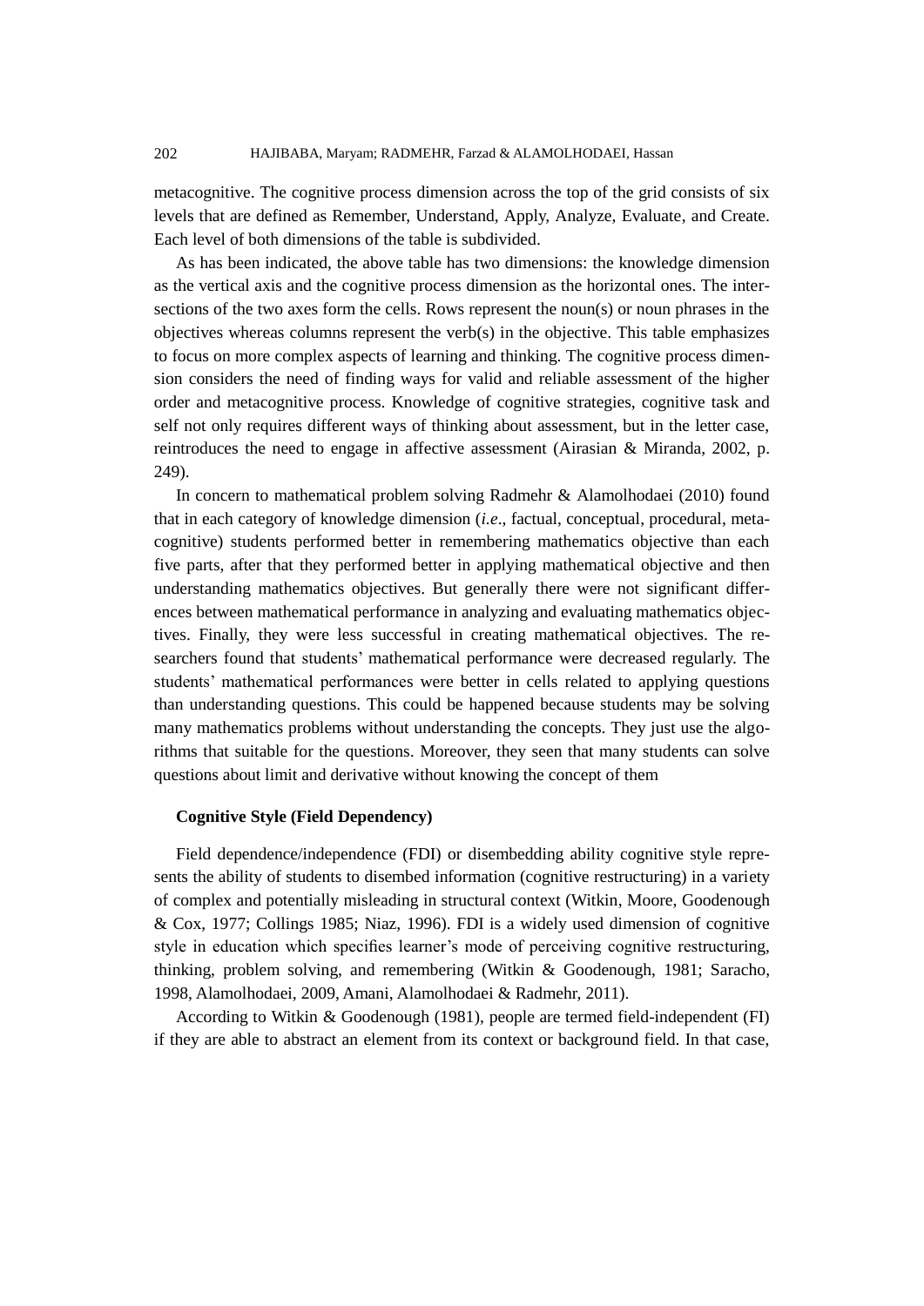metacognitive. The cognitive process dimension across the top of the grid consists of six levels that are defined as Remember, Understand, Apply, Analyze, Evaluate, and Create. Each level of both dimensions of the table is subdivided.

As has been indicated, the above table has two dimensions: the knowledge dimension as the vertical axis and the cognitive process dimension as the horizontal ones. The intersections of the two axes form the cells. Rows represent the noun(s) or noun phrases in the objectives whereas columns represent the verb(s) in the objective. This table emphasizes to focus on more complex aspects of learning and thinking. The cognitive process dimension considers the need of finding ways for valid and reliable assessment of the higher order and metacognitive process. Knowledge of cognitive strategies, cognitive task and self not only requires different ways of thinking about assessment, but in the letter case, reintroduces the need to engage in affective assessment (Airasian & Miranda, 2002, p. 249).

In concern to mathematical problem solving Radmehr & Alamolhodaei (2010) found that in each category of knowledge dimension (*i.e*., factual, conceptual, procedural, metacognitive) students performed better in remembering mathematics objective than each five parts, after that they performed better in applying mathematical objective and then understanding mathematics objectives. But generally there were not significant differences between mathematical performance in analyzing and evaluating mathematics objectives. Finally, they were less successful in creating mathematical objectives. The researchers found that students' mathematical performance were decreased regularly. The students' mathematical performances were better in cells related to applying questions than understanding questions. This could be happened because students may be solving many mathematics problems without understanding the concepts. They just use the algorithms that suitable for the questions. Moreover, they seen that many students can solve questions about limit and derivative without knowing the concept of them

**Cognitive Style (Field Dependency)**

Field dependence/independence (FDI) or disembedding ability cognitive style represents the ability of students to disembed information (cognitive restructuring) in a variety of complex and potentially misleading in structural context (Witkin, Moore, Goodenough & Cox, 1977; Collings 1985; Niaz, 1996). FDI is a widely used dimension of cognitive style in education which specifies learner's mode of perceiving cognitive restructuring, thinking, problem solving, and remembering (Witkin & Goodenough, 1981; Saracho, 1998, Alamolhodaei, 2009, Amani, Alamolhodaei & Radmehr, 2011).

According to Witkin & Goodenough (1981), people are termed field-independent (FI) if they are able to abstract an element from its context or background field. In that case,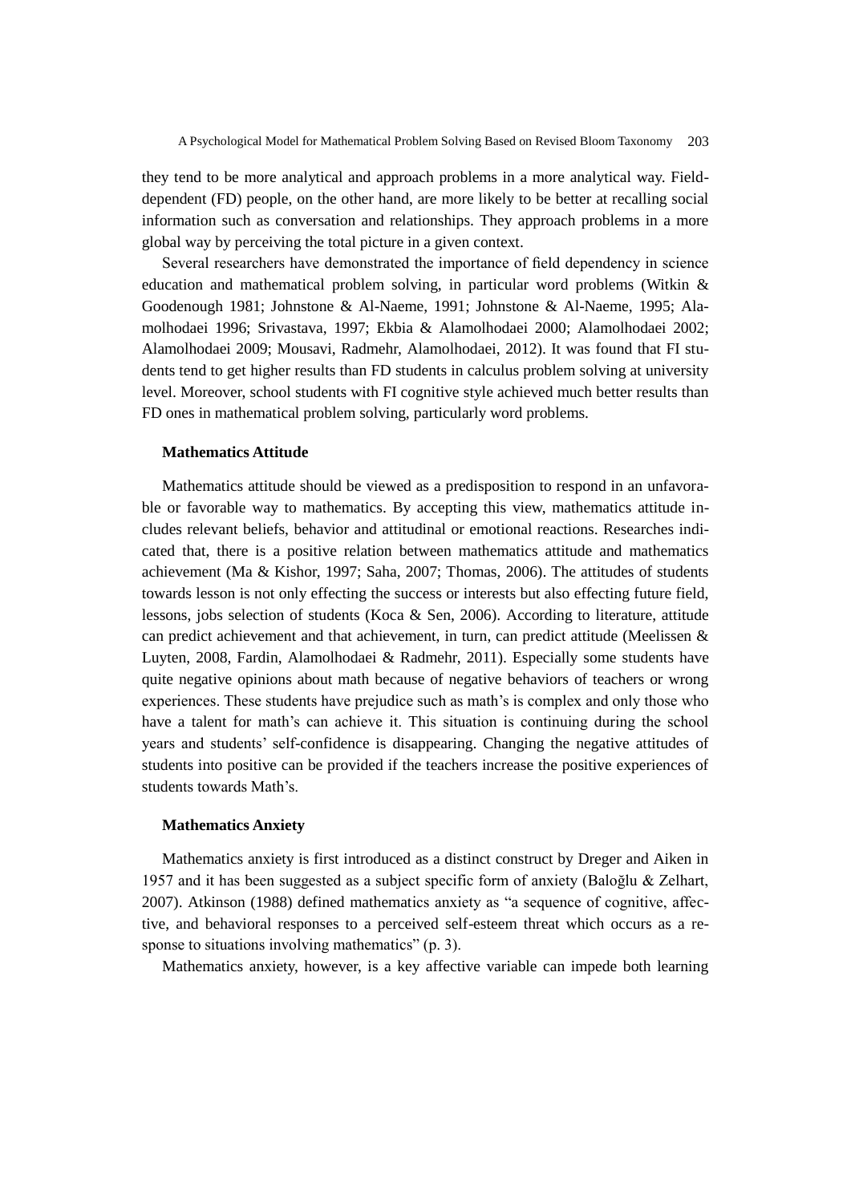they tend to be more analytical and approach problems in a more analytical way. Field-dependent (FD) people, on the other hand, are more likely to be better at recalling social information such as conversation and relationships. They approach problems in a more global way by perceiving the total picture in a given context.

Several researchers have demonstrated the importance of field dependency in science education and mathematical problem solving, in particular word problems (Witkin & Goodenough 1981; Johnstone & Al-Naeme, 1991; Johnstone & Al-Naeme, 1995; Alamolhodaei 1996; Srivastava, 1997; Ekbia & Alamolhodaei 2000; Alamolhodaei 2002; Alamolhodaei 2009; Mousavi, Radmehr, Alamolhodaei, 2012). It was found that FI students tend to get higher results than FD students in calculus problem solving at university level. Moreover, school students with FI cognitive style achieved much better results than FD ones in mathematical problem solving, particularly word problems.

### Mathematics Attitude

Mathematics attitude should be viewed as a predisposition to respond in an unfavorable or favorable way to mathematics. By accepting this view, mathematics attitude includes relevant beliefs, behavior and attitudinal or emotional reactions. Researches indicated that, there is a positive relation between mathematics attitude and mathematics achievement (Ma & Kishor, 1997; Saha, 2007; Thomas, 2006). The attitudes of students towards lesson is not only effecting the success or interests but also effecting future field, lessons, jobs selection of students (Koca & Sen, 2006). According to literature, attitude can predict achievement and that achievement, in turn, can predict attitude (Meelissen & Luyten, 2008, Fardin, Alamolhodaei & Radmehr, 2011). Especially some students have quite negative opinions about math because of negative behaviors of teachers or wrong experiences. These students have prejudice such as math's is complex and only those who have a talent for math's can achieve it. This situation is continuing during the school years and students' self-confidence is disappearing. Changing the negative attitudes of students into positive can be provided if the teachers increase the positive experiences of students towards Math's.

### Mathematics Anxiety

Mathematics anxiety is first introduced as a distinct construct by Dreger and Aiken in 1957 and it has been suggested as a subject specific form of anxiety (Baloğlu & Zelhart, 2007). Atkinson (1988) defined mathematics anxiety as "a sequence of cognitive, affective, and behavioral responses to a perceived self-esteem threat which occurs as a response to situations involving mathematics" (p. 3).

Mathematics anxiety, however, is a key affective variable can impede both learning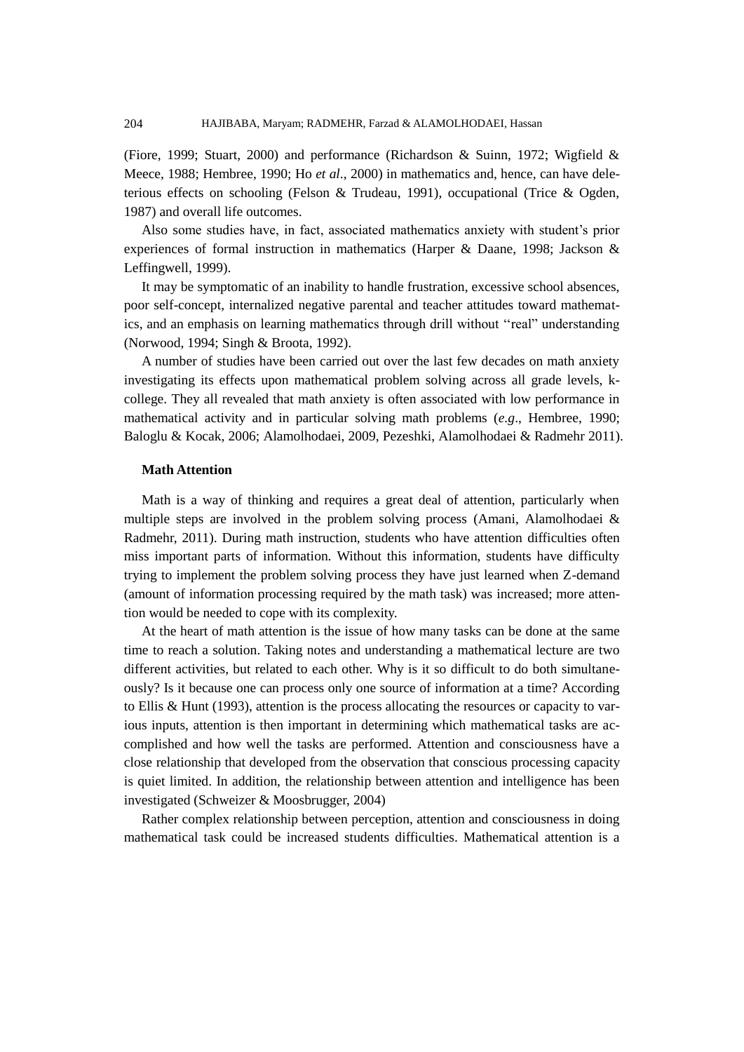(Fiore, 1999; Stuart, 2000) and performance (Richardson & Suinn, 1972; Wigfield & Meece, 1988; Hembree, 1990; Ho *et al*., 2000) in mathematics and, hence, can have deleterious effects on schooling (Felson & Trudeau, 1991), occupational (Trice & Ogden, 1987) and overall life outcomes.

Also some studies have, in fact, associated mathematics anxiety with student's prior experiences of formal instruction in mathematics (Harper & Daane, 1998; Jackson & Leffingwell, 1999).

It may be symptomatic of an inability to handle frustration, excessive school absences, poor self-concept, internalized negative parental and teacher attitudes toward mathematics, and an emphasis on learning mathematics through drill without "real" understanding (Norwood, 1994; Singh & Broota, 1992).

A number of studies have been carried out over the last few decades on math anxiety investigating its effects upon mathematical problem solving across all grade levels, k-college. They all revealed that math anxiety is often associated with low performance in mathematical activity and in particular solving math problems (*e.g*., Hembree, 1990; Baloglu & Kocak, 2006; Alamolhodaei, 2009, Pezeshki, Alamolhodaei & Radmehr 2011).

**Math Attention**

Math is a way of thinking and requires a great deal of attention, particularly when multiple steps are involved in the problem solving process (Amani, Alamolhodaei & Radmehr, 2011). During math instruction, students who have attention difficulties often miss important parts of information. Without this information, students have difficulty trying to implement the problem solving process they have just learned when Z-demand (amount of information processing required by the math task) was increased; more attention would be needed to cope with its complexity.

At the heart of math attention is the issue of how many tasks can be done at the same time to reach a solution. Taking notes and understanding a mathematical lecture are two different activities, but related to each other. Why is it so difficult to do both simultaneously? Is it because one can process only one source of information at a time? According to Ellis & Hunt (1993), attention is the process allocating the resources or capacity to various inputs, attention is then important in determining which mathematical tasks are accomplished and how well the tasks are performed. Attention and consciousness have a close relationship that developed from the observation that conscious processing capacity is quiet limited. In addition, the relationship between attention and intelligence has been investigated (Schweizer & Moosbrugger, 2004)

Rather complex relationship between perception, attention and consciousness in doing mathematical task could be increased students difficulties. Mathematical attention is a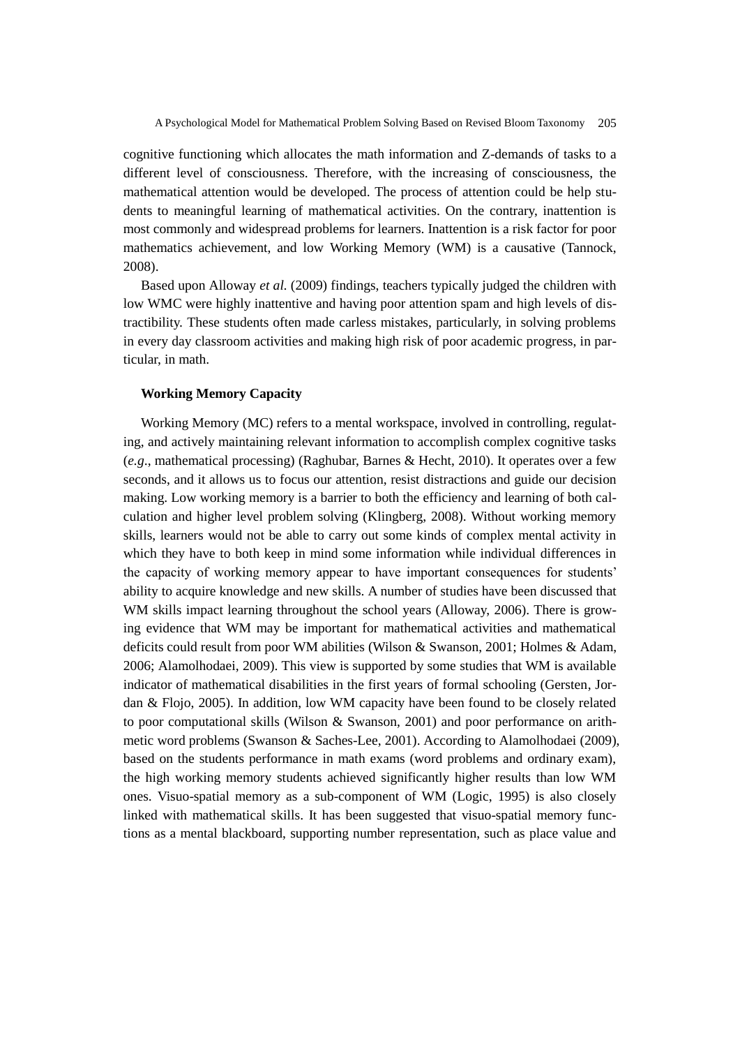cognitive functioning which allocates the math information and Z-demands of tasks to a different level of consciousness. Therefore, with the increasing of consciousness, the mathematical attention would be developed. The process of attention could be help students to meaningful learning of mathematical activities. On the contrary, inattention is most commonly and widespread problems for learners. Inattention is a risk factor for poor mathematics achievement, and low Working Memory (WM) is a causative (Tannock, 2008).

Based upon Alloway *et al.* (2009) findings, teachers typically judged the children with low WMC were highly inattentive and having poor attention spam and high levels of distractibility. These students often made carless mistakes, particularly, in solving problems in every day classroom activities and making high risk of poor academic progress, in particular, in math.

### Working Memory Capacity

Working Memory (MC) refers to a mental workspace, involved in controlling, regulating, and actively maintaining relevant information to accomplish complex cognitive tasks (*e.g*., mathematical processing) (Raghubar, Barnes & Hecht, 2010). It operates over a few seconds, and it allows us to focus our attention, resist distractions and guide our decision making. Low working memory is a barrier to both the efficiency and learning of both calculation and higher level problem solving (Klingberg, 2008). Without working memory skills, learners would not be able to carry out some kinds of complex mental activity in which they have to both keep in mind some information while individual differences in the capacity of working memory appear to have important consequences for students' ability to acquire knowledge and new skills. A number of studies have been discussed that WM skills impact learning throughout the school years (Alloway, 2006). There is growing evidence that WM may be important for mathematical activities and mathematical deficits could result from poor WM abilities (Wilson & Swanson, 2001; Holmes & Adam, 2006; Alamolhodaei, 2009). This view is supported by some studies that WM is available indicator of mathematical disabilities in the first years of formal schooling (Gersten, Jordan & Flojo, 2005). In addition, low WM capacity have been found to be closely related to poor computational skills (Wilson & Swanson, 2001) and poor performance on arithmetic word problems (Swanson & Saches-Lee, 2001). According to Alamolhodaei (2009), based on the students performance in math exams (word problems and ordinary exam), the high working memory students achieved significantly higher results than low WM ones. Visuo-spatial memory as a sub-component of WM (Logic, 1995) is also closely linked with mathematical skills. It has been suggested that visuo-spatial memory functions as a mental blackboard, supporting number representation, such as place value and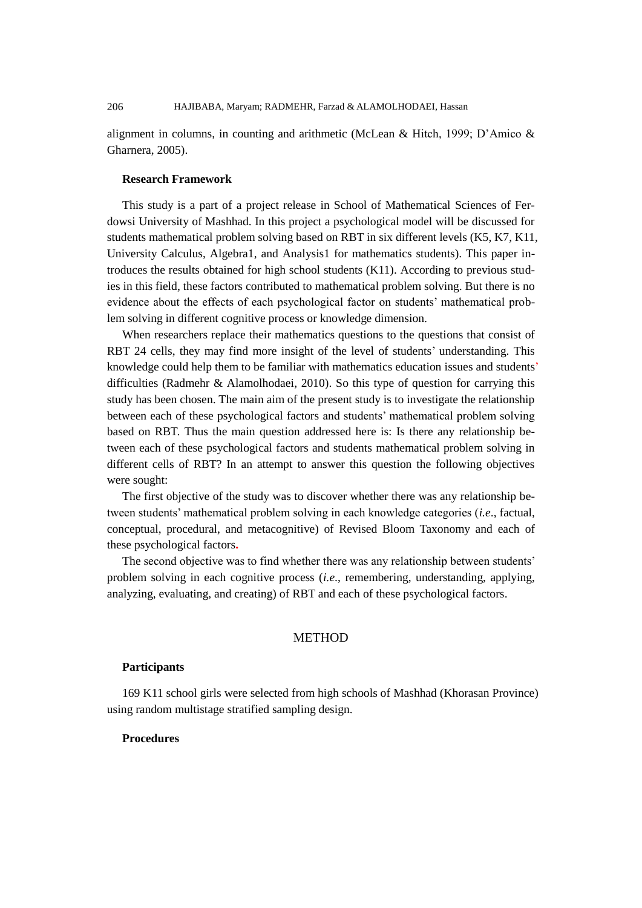alignment in columns, in counting and arithmetic (McLean & Hitch, 1999; D'Amico & Gharnera, 2005).

**Research Framework**

This study is a part of a project release in School of Mathematical Sciences of Ferdowsi University of Mashhad. In this project a psychological model will be discussed for students mathematical problem solving based on RBT in six different levels (K5, K7, K11, University Calculus, Algebra1, and Analysis1 for mathematics students). This paper introduces the results obtained for high school students (K11). According to previous studies in this field, these factors contributed to mathematical problem solving. But there is no evidence about the effects of each psychological factor on students' mathematical problem solving in different cognitive process or knowledge dimension.

When researchers replace their mathematics questions to the questions that consist of RBT 24 cells, they may find more insight of the level of students' understanding. This knowledge could help them to be familiar with mathematics education issues and students' difficulties (Radmehr & Alamolhodaei, 2010). So this type of question for carrying this study has been chosen. The main aim of the present study is to investigate the relationship between each of these psychological factors and students' mathematical problem solving based on RBT. Thus the main question addressed here is: Is there any relationship between each of these psychological factors and students mathematical problem solving in different cells of RBT? In an attempt to answer this question the following objectives were sought:

The first objective of the study was to discover whether there was any relationship between students' mathematical problem solving in each knowledge categories (*i.e*., factual, conceptual, procedural, and metacognitive) of Revised Bloom Taxonomy and each of these psychological factors.

The second objective was to find whether there was any relationship between students' problem solving in each cognitive process (*i.e*., remembering, understanding, applying, analyzing, evaluating, and creating) of RBT and each of these psychological factors.

## METHOD

**Participants**

169 K11 school girls were selected from high schools of Mashhad (Khorasan Province) using random multistage stratified sampling design.

**Procedures**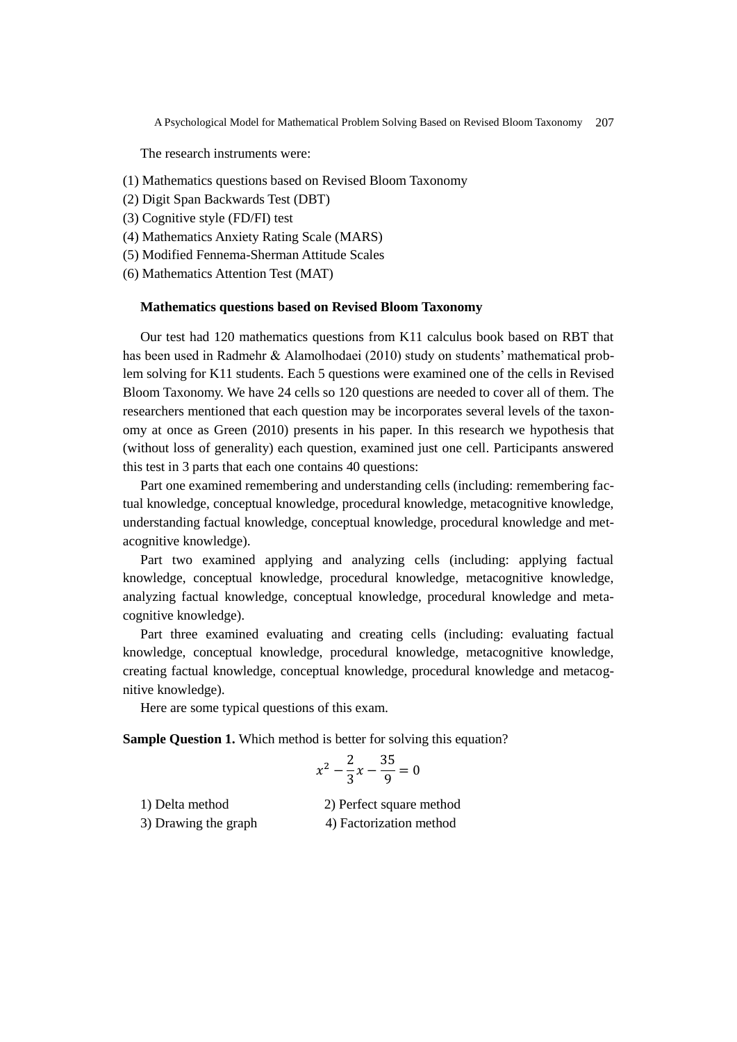The research instruments were:

(1) Mathematics questions based on Revised Bloom Taxonomy
(2) Digit Span Backwards Test (DBT)
(3) Cognitive style (FD/FI) test
(4) Mathematics Anxiety Rating Scale (MARS)
(5) Modified Fennema-Sherman Attitude Scales
(6) Mathematics Attention Test (MAT)

**Mathematics questions based on Revised Bloom Taxonomy**

Our test had 120 mathematics questions from K11 calculus book based on RBT that has been used in Radmehr & Alamolhodaei (2010) study on students' mathematical problem solving for K11 students. Each 5 questions were examined one of the cells in Revised Bloom Taxonomy. We have 24 cells so 120 questions are needed to cover all of them. The researchers mentioned that each question may be incorporates several levels of the taxonomy at once as Green (2010) presents in his paper. In this research we hypothesis that (without loss of generality) each question, examined just one cell. Participants answered this test in 3 parts that each one contains 40 questions:

Part one examined remembering and understanding cells (including: remembering factual knowledge, conceptual knowledge, procedural knowledge, metacognitive knowledge, understanding factual knowledge, conceptual knowledge, procedural knowledge and metacognitive knowledge).

Part two examined applying and analyzing cells (including: applying factual knowledge, conceptual knowledge, procedural knowledge, metacognitive knowledge, analyzing factual knowledge, conceptual knowledge, procedural knowledge and metacognitive knowledge).

Part three examined evaluating and creating cells (including: evaluating factual knowledge, conceptual knowledge, procedural knowledge, metacognitive knowledge, creating factual knowledge, conceptual knowledge, procedural knowledge and metacognitive knowledge).

Here are some typical questions of this exam.

**Sample Question 1.** Which method is better for solving this equation?

$$x^2 - \frac{2}{3}x - \frac{35}{9} = 0$$

1) Delta method  2) Perfect square method
3) Drawing the graph  4) Factorization method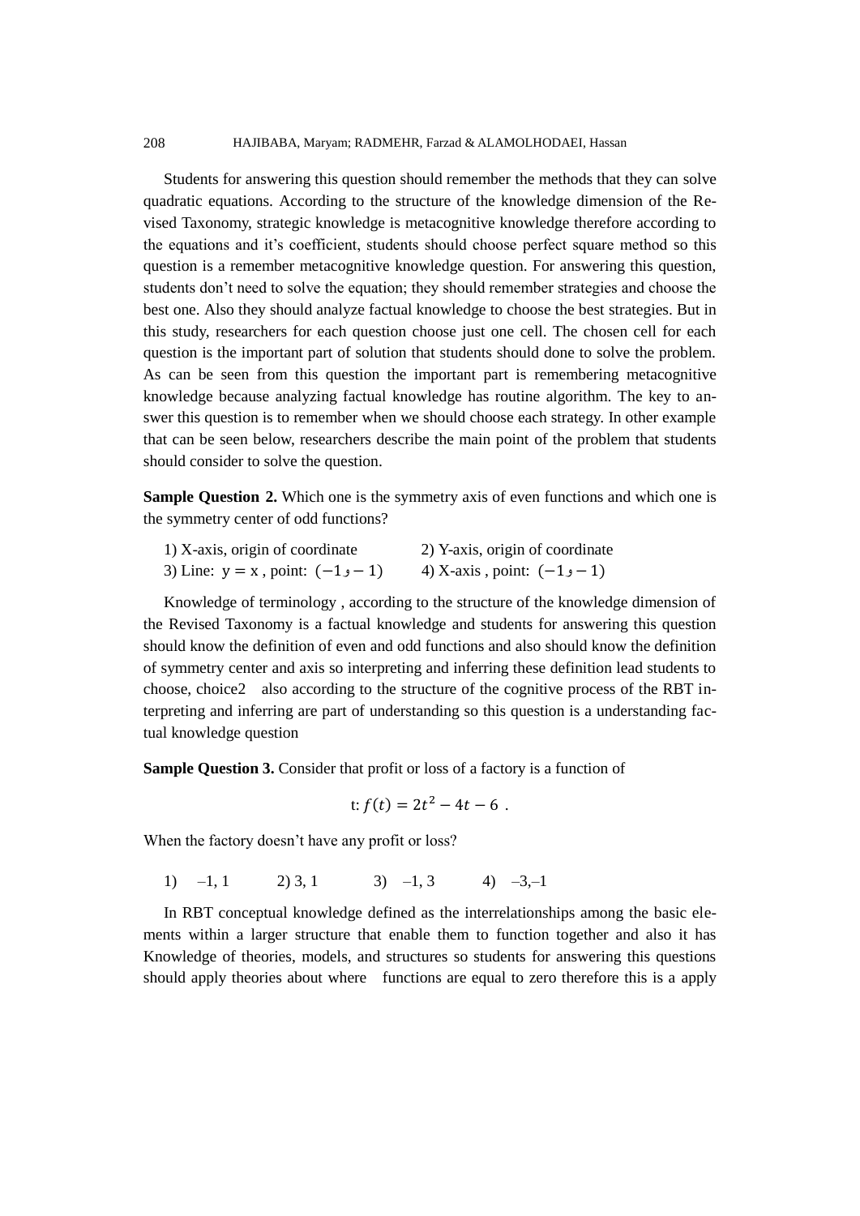Students for answering this question should remember the methods that they can solve quadratic equations. According to the structure of the knowledge dimension of the Revised Taxonomy, strategic knowledge is metacognitive knowledge therefore according to the equations and it's coefficient, students should choose perfect square method so this question is a remember metacognitive knowledge question. For answering this question, students don't need to solve the equation; they should remember strategies and choose the best one. Also they should analyze factual knowledge to choose the best strategies. But in this study, researchers for each question choose just one cell. The chosen cell for each question is the important part of solution that students should done to solve the problem. As can be seen from this question the important part is remembering metacognitive knowledge because analyzing factual knowledge has routine algorithm. The key to answer this question is to remember when we should choose each strategy. In other example that can be seen below, researchers describe the main point of the problem that students should consider to solve the question.

**Sample Question 2.** Which one is the symmetry axis of even functions and which one is the symmetry center of odd functions?

1) X-axis, origin of coordinate
2) Y-axis, origin of coordinate
3) Line: $y = x$ , point: $(-1 و -1)$
4) X-axis , point: $(-1 و -1)$

Knowledge of terminology , according to the structure of the knowledge dimension of the Revised Taxonomy is a factual knowledge and students for answering this question should know the definition of even and odd functions and also should know the definition of symmetry center and axis so interpreting and inferring these definition lead students to choose, choice2 also according to the structure of the cognitive process of the RBT interpreting and inferring are part of understanding so this question is a understanding factual knowledge question

**Sample Question 3.** Consider that profit or loss of a factory is a function of

$$\text{t: } f(t) = 2t^2 - 4t - 6 \ .$$

When the factory doesn't have any profit or loss?

1) –1, 1    2) 3, 1    3) –1, 3    4) –3,–1

In RBT conceptual knowledge defined as the interrelationships among the basic elements within a larger structure that enable them to function together and also it has Knowledge of theories, models, and structures so students for answering this questions should apply theories about where functions are equal to zero therefore this is a apply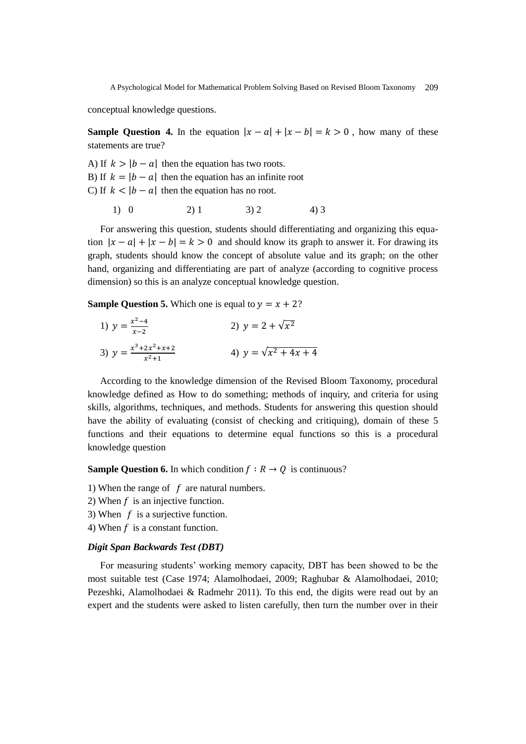conceptual knowledge questions.

**Sample Question 4.** In the equation $|x-a|+|x-b|=k>0$ , how many of these statements are true?

A) If $k>|b-a|$ then the equation has two roots.
B) If $k=|b-a|$ then the equation has an infinite root
C) If $k<|b-a|$ then the equation has no root.

1) 0 2) 1 3) 2 4) 3

For answering this question, students should differentiating and organizing this equation $|x-a|+|x-b|=k>0$ and should know its graph to answer it. For drawing its graph, students should know the concept of absolute value and its graph; on the other hand, organizing and differentiating are part of analyze (according to cognitive process dimension) so this is an analyze conceptual knowledge question.

**Sample Question 5.** Which one is equal to $y=x+2$?

1) $y=\frac{x^2-4}{x-2}$ 2) $y=2+\sqrt{x^2}$

3) $y=\frac{x^3+2x^2+x+2}{x^2+1}$ 4) $y=\sqrt{x^2+4x+4}$

According to the knowledge dimension of the Revised Bloom Taxonomy, procedural knowledge defined as How to do something; methods of inquiry, and criteria for using skills, algorithms, techniques, and methods. Students for answering this question should have the ability of evaluating (consist of checking and critiquing), domain of these 5 functions and their equations to determine equal functions so this is a procedural knowledge question

**Sample Question 6.** In which condition $f : R \to Q$ is continuous?

1) When the range of $f$ are natural numbers.
2) When $f$ is an injective function.
3) When $f$ is a surjective function.
4) When $f$ is a constant function.

***Digit Span Backwards Test (DBT)***

For measuring students' working memory capacity, DBT has been showed to be the most suitable test (Case 1974; Alamolhodaei, 2009; Raghubar & Alamolhodaei, 2010; Pezeshki, Alamolhodaei & Radmehr 2011). To this end, the digits were read out by an expert and the students were asked to listen carefully, then turn the number over in their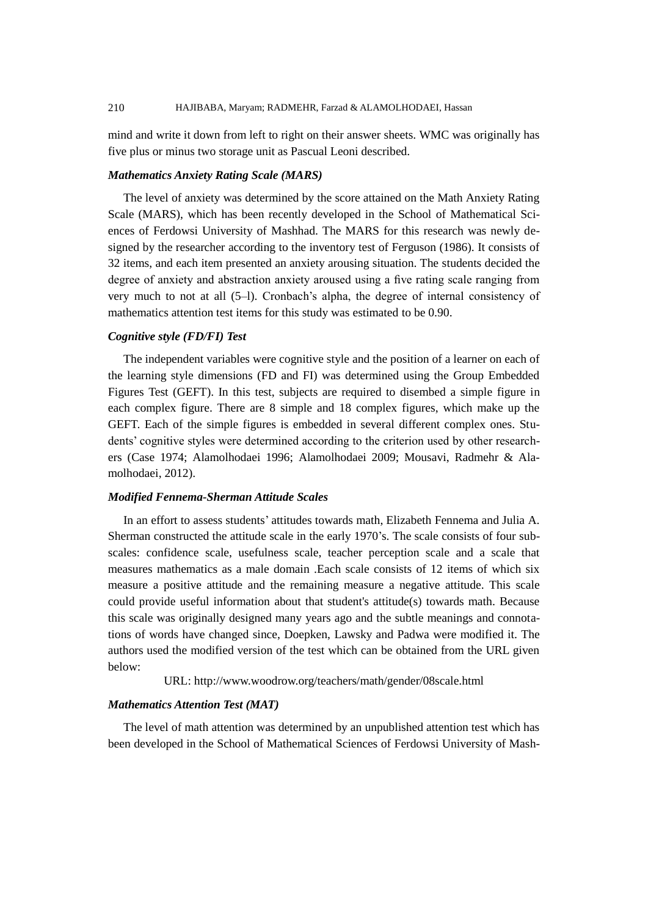mind and write it down from left to right on their answer sheets. WMC was originally has five plus or minus two storage unit as Pascual Leoni described.

### *Mathematics Anxiety Rating Scale (MARS)*

The level of anxiety was determined by the score attained on the Math Anxiety Rating Scale (MARS), which has been recently developed in the School of Mathematical Sciences of Ferdowsi University of Mashhad. The MARS for this research was newly designed by the researcher according to the inventory test of Ferguson (1986). It consists of 32 items, and each item presented an anxiety arousing situation. The students decided the degree of anxiety and abstraction anxiety aroused using a five rating scale ranging from very much to not at all (5–l). Cronbach's alpha, the degree of internal consistency of mathematics attention test items for this study was estimated to be 0.90.

### *Cognitive style (FD/FI) Test*

The independent variables were cognitive style and the position of a learner on each of the learning style dimensions (FD and FI) was determined using the Group Embedded Figures Test (GEFT). In this test, subjects are required to disembed a simple figure in each complex figure. There are 8 simple and 18 complex figures, which make up the GEFT. Each of the simple figures is embedded in several different complex ones. Students' cognitive styles were determined according to the criterion used by other researchers (Case 1974; Alamolhodaei 1996; Alamolhodaei 2009; Mousavi, Radmehr & Alamolhodaei, 2012).

### *Modified Fennema-Sherman Attitude Scales*

In an effort to assess students' attitudes towards math, Elizabeth Fennema and Julia A. Sherman constructed the attitude scale in the early 1970's. The scale consists of four subscales: confidence scale, usefulness scale, teacher perception scale and a scale that measures mathematics as a male domain .Each scale consists of 12 items of which six measure a positive attitude and the remaining measure a negative attitude. This scale could provide useful information about that student's attitude(s) towards math. Because this scale was originally designed many years ago and the subtle meanings and connotations of words have changed since, Doepken, Lawsky and Padwa were modified it. The authors used the modified version of the test which can be obtained from the URL given below:

URL: http://www.woodrow.org/teachers/math/gender/08scale.html

### *Mathematics Attention Test (MAT)*

The level of math attention was determined by an unpublished attention test which has been developed in the School of Mathematical Sciences of Ferdowsi University of Mash-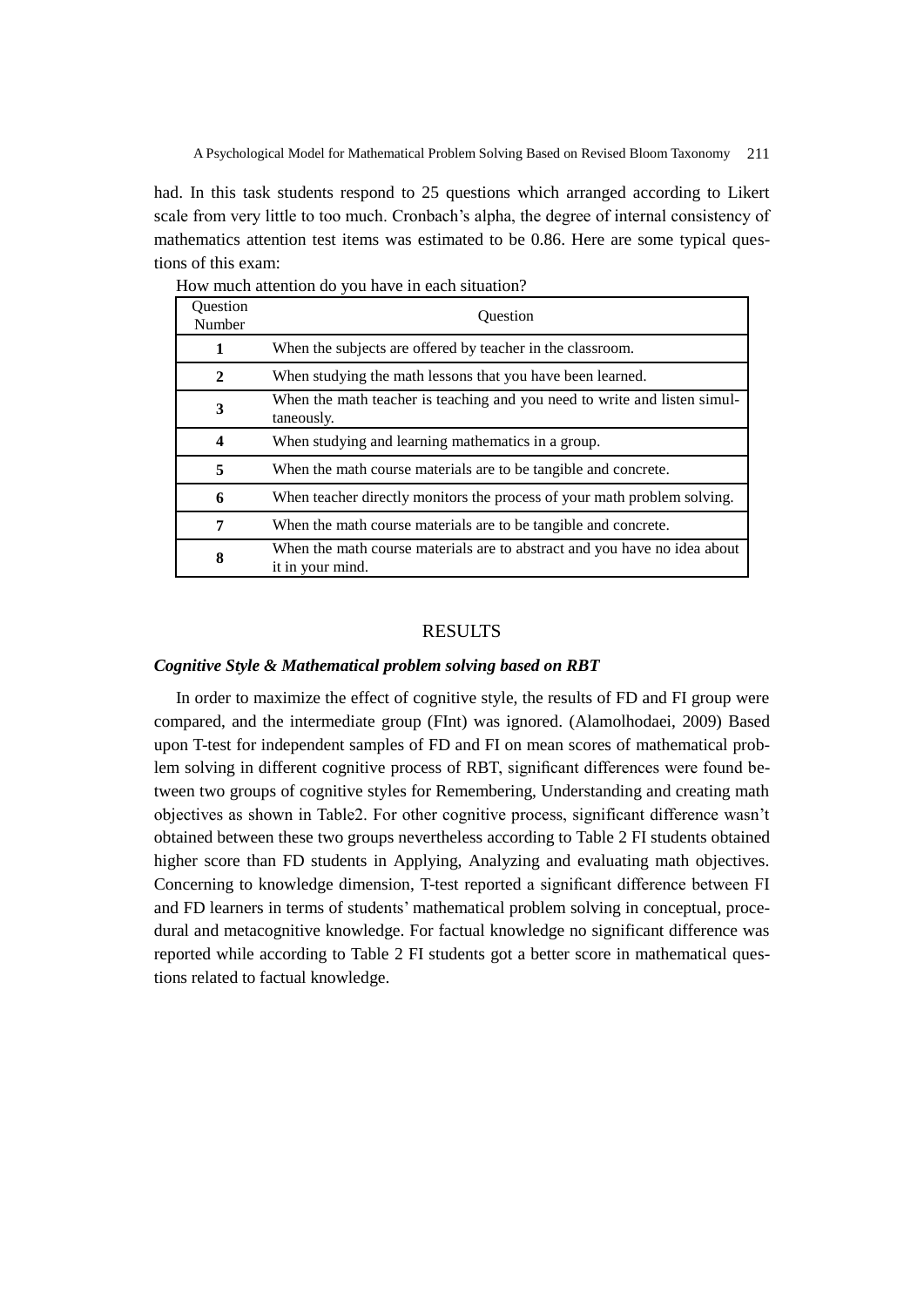had. In this task students respond to 25 questions which arranged according to Likert scale from very little to too much. Cronbach's alpha, the degree of internal consistency of mathematics attention test items was estimated to be 0.86. Here are some typical questions of this exam:

How much attention do you have in each situation?

| Question Number | Question |
|---|---|
| **1** | When the subjects are offered by teacher in the classroom. |
| **2** | When studying the math lessons that you have been learned. |
| **3** | When the math teacher is teaching and you need to write and listen simultaneously. |
| **4** | When studying and learning mathematics in a group. |
| **5** | When the math course materials are to be tangible and concrete. |
| **6** | When teacher directly monitors the process of your math problem solving. |
| **7** | When the math course materials are to be tangible and concrete. |
| **8** | When the math course materials are to abstract and you have no idea about it in your mind. |

## RESULTS

### *Cognitive Style & Mathematical problem solving based on RBT*

In order to maximize the effect of cognitive style, the results of FD and FI group were compared, and the intermediate group (FInt) was ignored. (Alamolhodaei, 2009) Based upon T-test for independent samples of FD and FI on mean scores of mathematical problem solving in different cognitive process of RBT, significant differences were found between two groups of cognitive styles for Remembering, Understanding and creating math objectives as shown in Table2. For other cognitive process, significant difference wasn't obtained between these two groups nevertheless according to Table 2 FI students obtained higher score than FD students in Applying, Analyzing and evaluating math objectives. Concerning to knowledge dimension, T-test reported a significant difference between FI and FD learners in terms of students' mathematical problem solving in conceptual, procedural and metacognitive knowledge. For factual knowledge no significant difference was reported while according to Table 2 FI students got a better score in mathematical questions related to factual knowledge.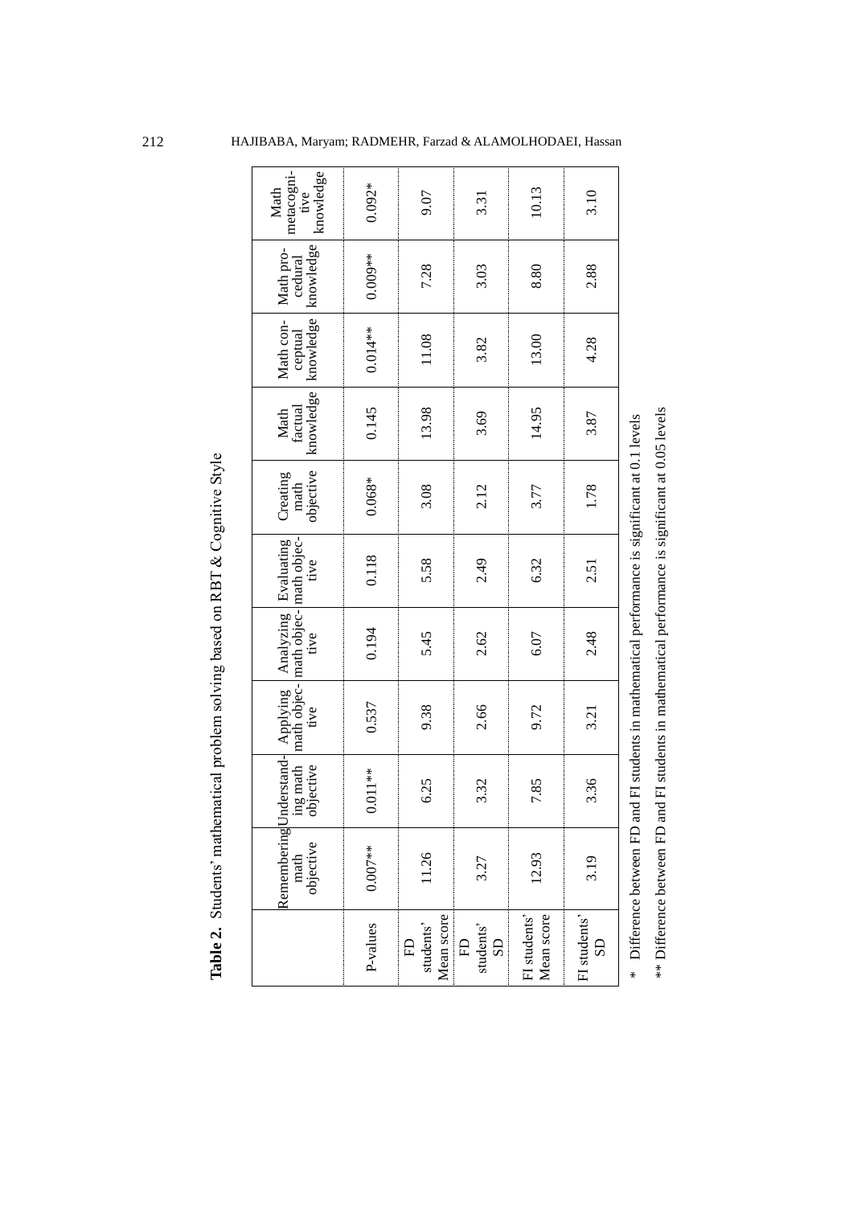**Table 2.** Students' mathematical problem solving based on RBT & Cognitive Style

| | Remembering math objective | Understanding math objective | Applying math objective | Analyzing math objective | Evaluating math objective | Creating math objective | Math factual knowledge | Math conceptual knowledge | Math procedural knowledge | Math metacognitive knowledge |
|---|---|---|---|---|---|---|---|---|---|---|
| P-values | 0.007** | 0.011** | 0.537 | 0.194 | 0.118 | 0.068* | 0.145 | 0.014** | 0.009** | 0.092* |
| FD students' Mean score | 11.26 | 6.25 | 9.38 | 5.45 | 5.58 | 3.08 | 13.98 | 11.08 | 7.28 | 9.07 |
| FD students' SD | 3.27 | 3.32 | 2.66 | 2.62 | 2.49 | 2.12 | 3.69 | 3.82 | 3.03 | 3.31 |
| FI students' Mean score | 12.93 | 7.85 | 9.72 | 6.07 | 6.32 | 3.77 | 14.95 | 13.00 | 8.80 | 10.13 |
| FI students' SD | 3.19 | 3.36 | 3.21 | 2.48 | 2.51 | 1.78 | 3.87 | 4.28 | 2.88 | 3.10 |

\* Difference between FD and FI students in mathematical performance is significant at 0.1 levels

\*\* Difference between FD and FI students in mathematical performance is significant at 0.05 levels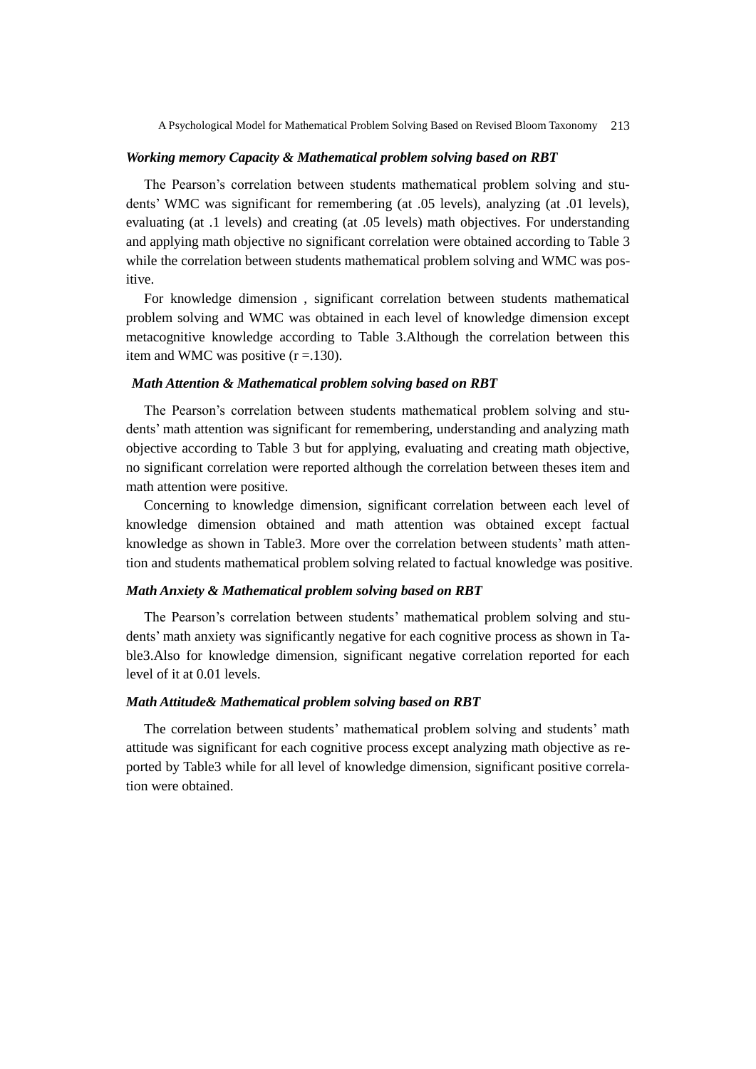### *Working memory Capacity & Mathematical problem solving based on RBT*

The Pearson's correlation between students mathematical problem solving and students' WMC was significant for remembering (at .05 levels), analyzing (at .01 levels), evaluating (at .1 levels) and creating (at .05 levels) math objectives. For understanding and applying math objective no significant correlation were obtained according to Table 3 while the correlation between students mathematical problem solving and WMC was positive.

For knowledge dimension , significant correlation between students mathematical problem solving and WMC was obtained in each level of knowledge dimension except metacognitive knowledge according to Table 3.Although the correlation between this item and WMC was positive (r =.130).

### *Math Attention & Mathematical problem solving based on RBT*

The Pearson's correlation between students mathematical problem solving and students' math attention was significant for remembering, understanding and analyzing math objective according to Table 3 but for applying, evaluating and creating math objective, no significant correlation were reported although the correlation between theses item and math attention were positive.

Concerning to knowledge dimension, significant correlation between each level of knowledge dimension obtained and math attention was obtained except factual knowledge as shown in Table3. More over the correlation between students' math attention and students mathematical problem solving related to factual knowledge was positive.

### *Math Anxiety & Mathematical problem solving based on RBT*

The Pearson's correlation between students' mathematical problem solving and students' math anxiety was significantly negative for each cognitive process as shown in Table3.Also for knowledge dimension, significant negative correlation reported for each level of it at 0.01 levels.

### *Math Attitude& Mathematical problem solving based on RBT*

The correlation between students' mathematical problem solving and students' math attitude was significant for each cognitive process except analyzing math objective as reported by Table3 while for all level of knowledge dimension, significant positive correlation were obtained.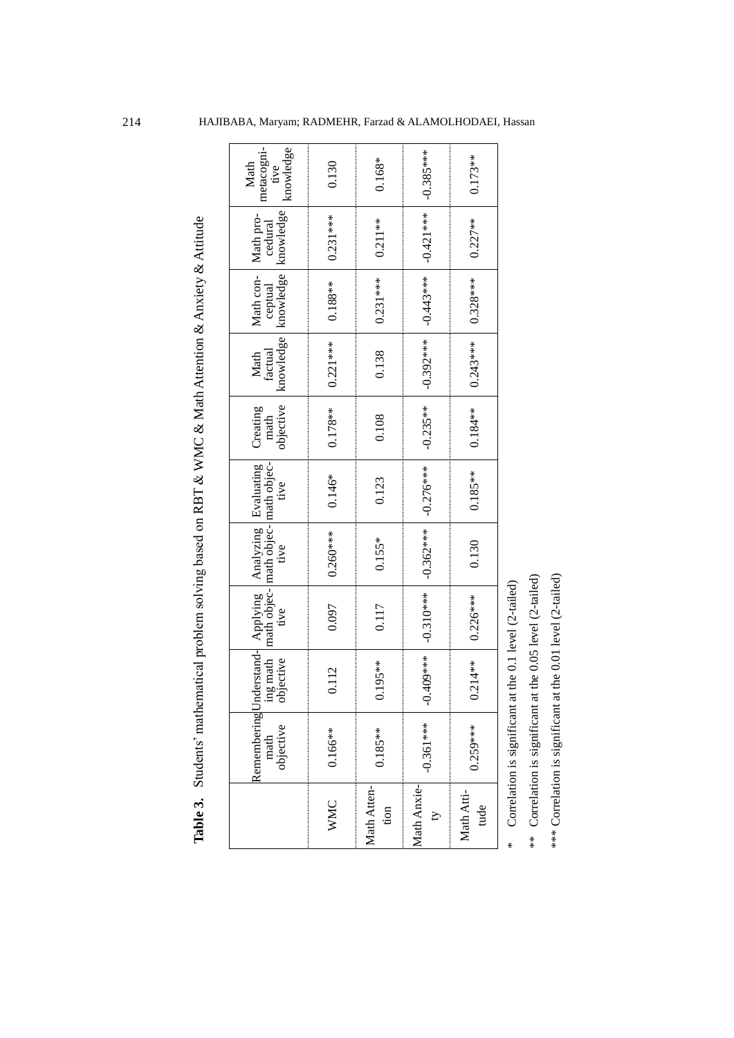**Table 3.** Students' mathematical problem solving based on RBT & WMC & Math Attention & Anxiety & Attitude

| | Remembering math objective | Understanding math objective | Applying math objective | Analyzing math objective | Evaluating math objective | Creating math objective | Math factual knowledge | Math conceptual knowledge | Math procedural knowledge | Math metacognitive knowledge |
|---|---|---|---|---|---|---|---|---|---|---|
| WMC | 0.166** | 0.112 | 0.097 | 0.260*** | 0.146* | 0.178** | 0.221*** | 0.188** | 0.231*** | 0.130 |
| Math Attention | 0.185** | 0.195** | 0.117 | 0.155* | 0.123 | 0.108 | 0.138 | 0.231*** | 0.211** | 0.168* |
| Math Anxiety | -0.361*** | -0.409*** | -0.310*** | -0.362*** | -0.276*** | -0.235** | -0.392*** | -0.443*** | -0.421*** | -0.385*** |
| Math Attitude | 0.259*** | 0.214** | 0.226*** | 0.130 | 0.185** | 0.184** | 0.243*** | 0.328*** | 0.227** | 0.173** |

\* Correlation is significant at the 0.1 level (2-tailed)

** Correlation is significant at the 0.05 level (2-tailed)

*** Correlation is significant at the 0.01 level (2-tailed)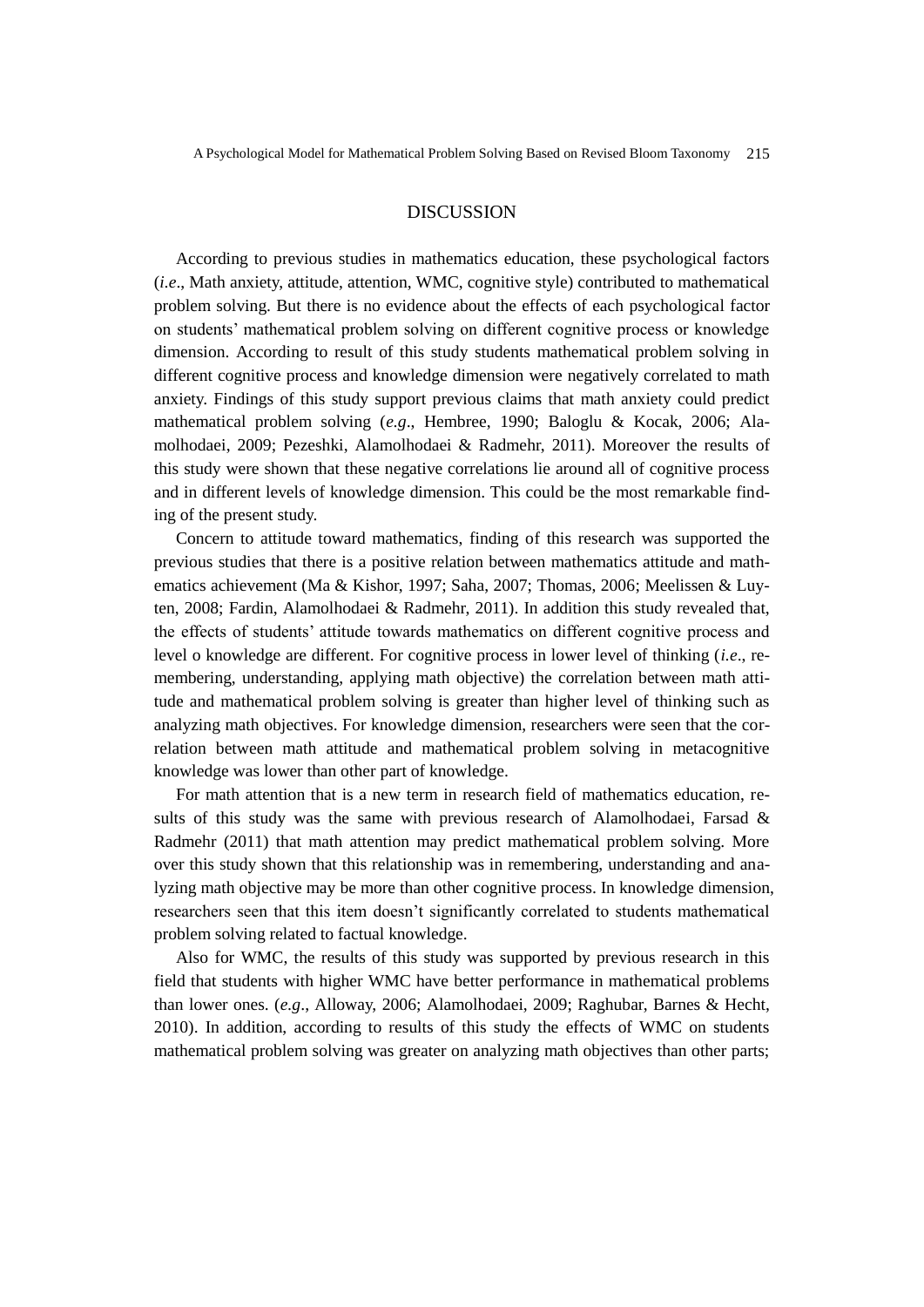## DISCUSSION

According to previous studies in mathematics education, these psychological factors (*i.e*., Math anxiety, attitude, attention, WMC, cognitive style) contributed to mathematical problem solving. But there is no evidence about the effects of each psychological factor on students' mathematical problem solving on different cognitive process or knowledge dimension. According to result of this study students mathematical problem solving in different cognitive process and knowledge dimension were negatively correlated to math anxiety. Findings of this study support previous claims that math anxiety could predict mathematical problem solving (*e.g*., Hembree, 1990; Baloglu & Kocak, 2006; Alamolhodaei, 2009; Pezeshki, Alamolhodaei & Radmehr, 2011). Moreover the results of this study were shown that these negative correlations lie around all of cognitive process and in different levels of knowledge dimension. This could be the most remarkable finding of the present study.

Concern to attitude toward mathematics, finding of this research was supported the previous studies that there is a positive relation between mathematics attitude and mathematics achievement (Ma & Kishor, 1997; Saha, 2007; Thomas, 2006; Meelissen & Luyten, 2008; Fardin, Alamolhodaei & Radmehr, 2011). In addition this study revealed that, the effects of students' attitude towards mathematics on different cognitive process and level o knowledge are different. For cognitive process in lower level of thinking (*i.e*., remembering, understanding, applying math objective) the correlation between math attitude and mathematical problem solving is greater than higher level of thinking such as analyzing math objectives. For knowledge dimension, researchers were seen that the correlation between math attitude and mathematical problem solving in metacognitive knowledge was lower than other part of knowledge.

For math attention that is a new term in research field of mathematics education, results of this study was the same with previous research of Alamolhodaei, Farsad & Radmehr (2011) that math attention may predict mathematical problem solving. More over this study shown that this relationship was in remembering, understanding and analyzing math objective may be more than other cognitive process. In knowledge dimension, researchers seen that this item doesn't significantly correlated to students mathematical problem solving related to factual knowledge.

Also for WMC, the results of this study was supported by previous research in this field that students with higher WMC have better performance in mathematical problems than lower ones. (*e.g*., Alloway, 2006; Alamolhodaei, 2009; Raghubar, Barnes & Hecht, 2010). In addition, according to results of this study the effects of WMC on students mathematical problem solving was greater on analyzing math objectives than other parts;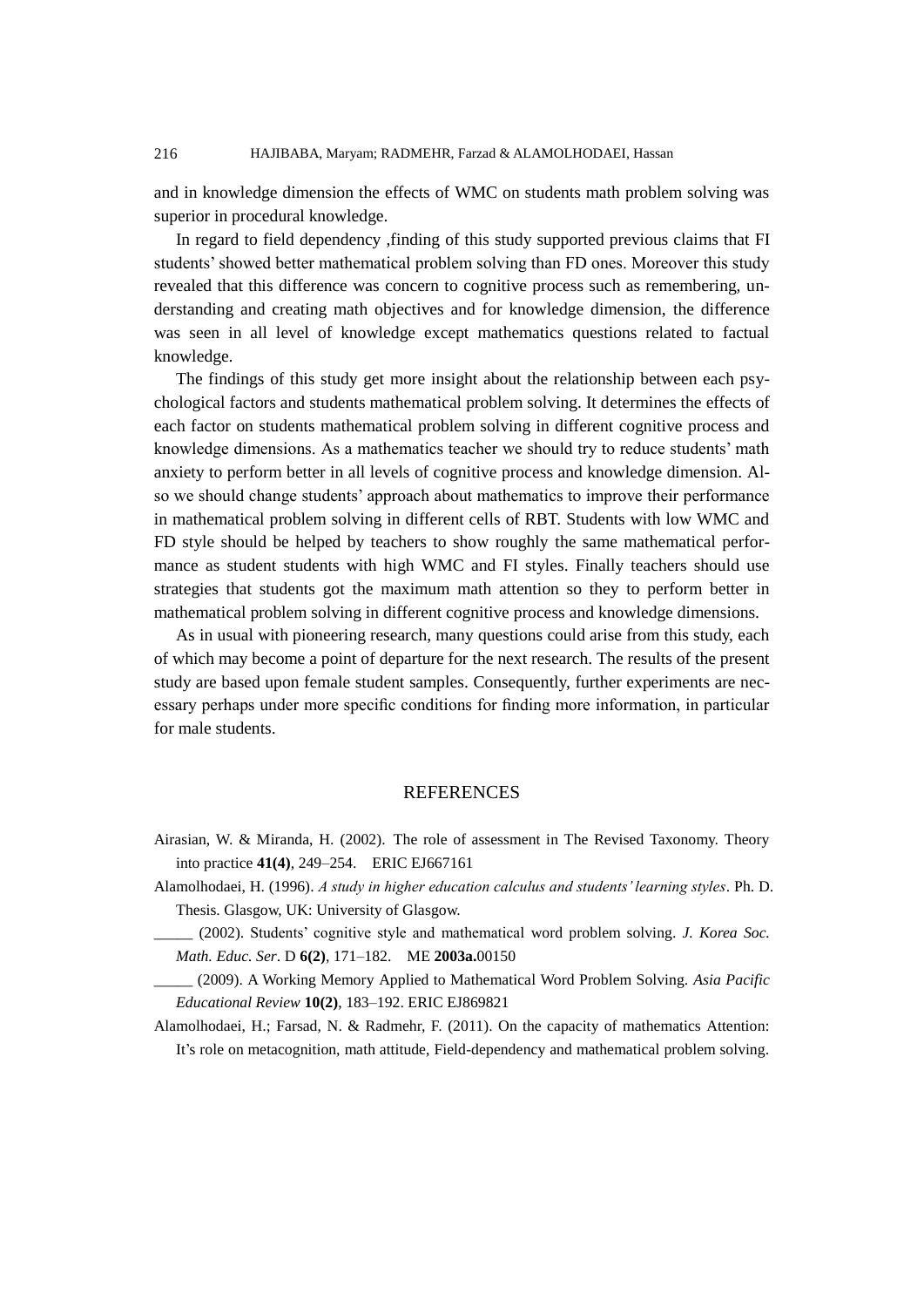and in knowledge dimension the effects of WMC on students math problem solving was superior in procedural knowledge.

In regard to field dependency ,finding of this study supported previous claims that FI students' showed better mathematical problem solving than FD ones. Moreover this study revealed that this difference was concern to cognitive process such as remembering, understanding and creating math objectives and for knowledge dimension, the difference was seen in all level of knowledge except mathematics questions related to factual knowledge.

The findings of this study get more insight about the relationship between each psychological factors and students mathematical problem solving. It determines the effects of each factor on students mathematical problem solving in different cognitive process and knowledge dimensions. As a mathematics teacher we should try to reduce students' math anxiety to perform better in all levels of cognitive process and knowledge dimension. Also we should change students' approach about mathematics to improve their performance in mathematical problem solving in different cells of RBT. Students with low WMC and FD style should be helped by teachers to show roughly the same mathematical performance as student students with high WMC and FI styles. Finally teachers should use strategies that students got the maximum math attention so they to perform better in mathematical problem solving in different cognitive process and knowledge dimensions.

As in usual with pioneering research, many questions could arise from this study, each of which may become a point of departure for the next research. The results of the present study are based upon female student samples. Consequently, further experiments are necessary perhaps under more specific conditions for finding more information, in particular for male students.

## REFERENCES

Airasian, W. & Miranda, H. (2002). The role of assessment in The Revised Taxonomy. Theory into practice **41(4)**, 249–254. ERIC EJ667161

Alamolhodaei, H. (1996). *A study in higher education calculus and students' learning styles*. Ph. D. Thesis. Glasgow, UK: University of Glasgow.

_____ (2002). Students' cognitive style and mathematical word problem solving. *J. Korea Soc. Math. Educ. Ser*. D **6(2)**, 171–182. ME **2003a.**00150

_____ (2009). A Working Memory Applied to Mathematical Word Problem Solving. *Asia Pacific Educational Review* **10(2)**, 183–192. ERIC EJ869821

Alamolhodaei, H.; Farsad, N. & Radmehr, F. (2011). On the capacity of mathematics Attention: It's role on metacognition, math attitude, Field-dependency and mathematical problem solving.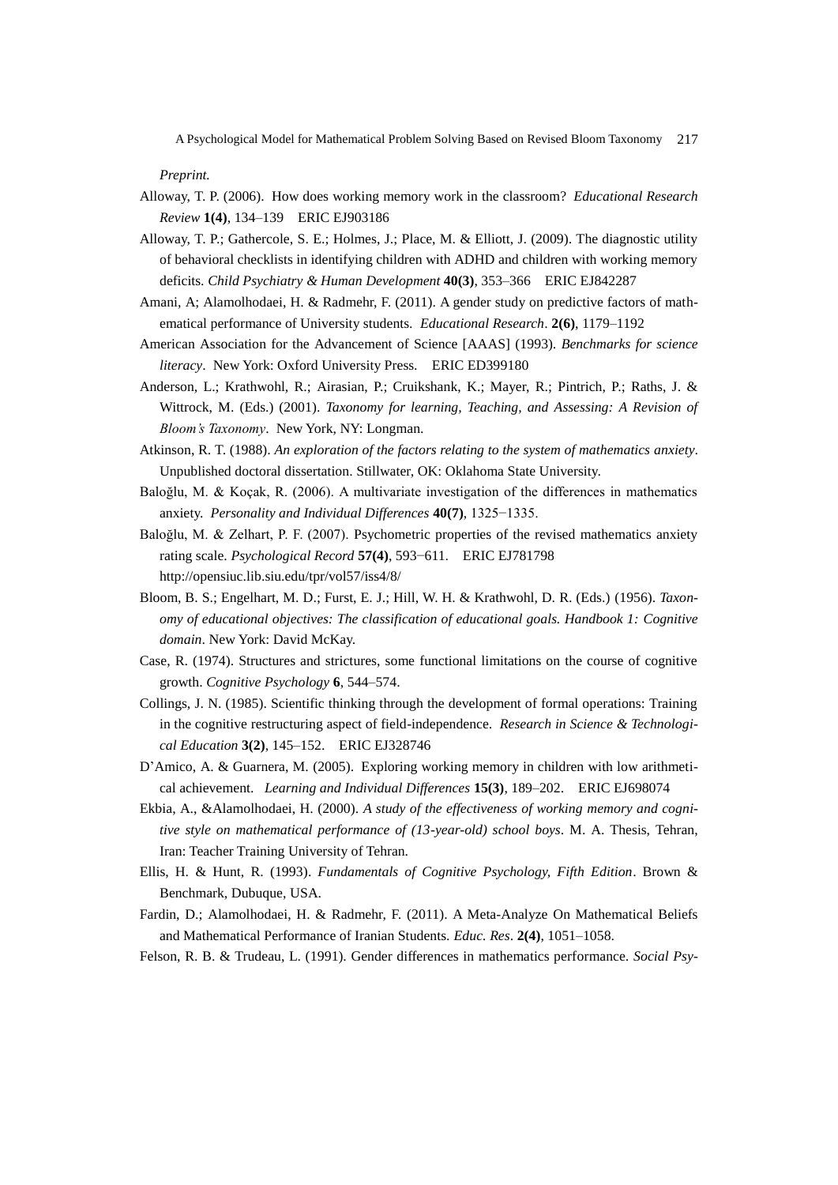*Preprint.*

Alloway, T. P. (2006). How does working memory work in the classroom? *Educational Research Review* **1(4)**, 134–139 ERIC EJ903186

Alloway, T. P.; Gathercole, S. E.; Holmes, J.; Place, M. & Elliott, J. (2009). The diagnostic utility of behavioral checklists in identifying children with ADHD and children with working memory deficits. *Child Psychiatry & Human Development* **40(3)**, 353–366 ERIC EJ842287

Amani, A; Alamolhodaei, H. & Radmehr, F. (2011). A gender study on predictive factors of mathematical performance of University students. *Educational Research*. **2(6)**, 1179–1192

American Association for the Advancement of Science [AAAS] (1993). *Benchmarks for science literacy*. New York: Oxford University Press. ERIC ED399180

Anderson, L.; Krathwohl, R.; Airasian, P.; Cruikshank, K.; Mayer, R.; Pintrich, P.; Raths, J. & Wittrock, M. (Eds.) (2001). *Taxonomy for learning, Teaching, and Assessing: A Revision of Bloom's Taxonomy*. New York, NY: Longman.

Atkinson, R. T. (1988). *An exploration of the factors relating to the system of mathematics anxiety*. Unpublished doctoral dissertation. Stillwater, OK: Oklahoma State University.

Baloğlu, M. & Koçak, R. (2006). A multivariate investigation of the differences in mathematics anxiety. *Personality and Individual Differences* **40(7)**, 1325−1335.

Baloğlu, M. & Zelhart, P. F. (2007). Psychometric properties of the revised mathematics anxiety rating scale. *Psychological Record* **57(4)**, 593−611. ERIC EJ781798 http://opensiuc.lib.siu.edu/tpr/vol57/iss4/8/

Bloom, B. S.; Engelhart, M. D.; Furst, E. J.; Hill, W. H. & Krathwohl, D. R. (Eds.) (1956). *Taxonomy of educational objectives: The classification of educational goals. Handbook 1: Cognitive domain*. New York: David McKay.

Case, R. (1974). Structures and strictures, some functional limitations on the course of cognitive growth. *Cognitive Psychology* **6**, 544–574.

Collings, J. N. (1985). Scientific thinking through the development of formal operations: Training in the cognitive restructuring aspect of field-independence. *Research in Science & Technological Education* **3(2)**, 145–152. ERIC EJ328746

D'Amico, A. & Guarnera, M. (2005). Exploring working memory in children with low arithmetical achievement. *Learning and Individual Differences* **15(3)**, 189–202. ERIC EJ698074

Ekbia, A., &Alamolhodaei, H. (2000). *A study of the effectiveness of working memory and cognitive style on mathematical performance of (13-year-old) school boys*. M. A. Thesis, Tehran, Iran: Teacher Training University of Tehran.

Ellis, H. & Hunt, R. (1993). *Fundamentals of Cognitive Psychology, Fifth Edition*. Brown & Benchmark, Dubuque, USA.

Fardin, D.; Alamolhodaei, H. & Radmehr, F. (2011). A Meta-Analyze On Mathematical Beliefs and Mathematical Performance of Iranian Students. *Educ. Res*. **2(4)**, 1051–1058.

Felson, R. B. & Trudeau, L. (1991). Gender differences in mathematics performance. *Social Psy-*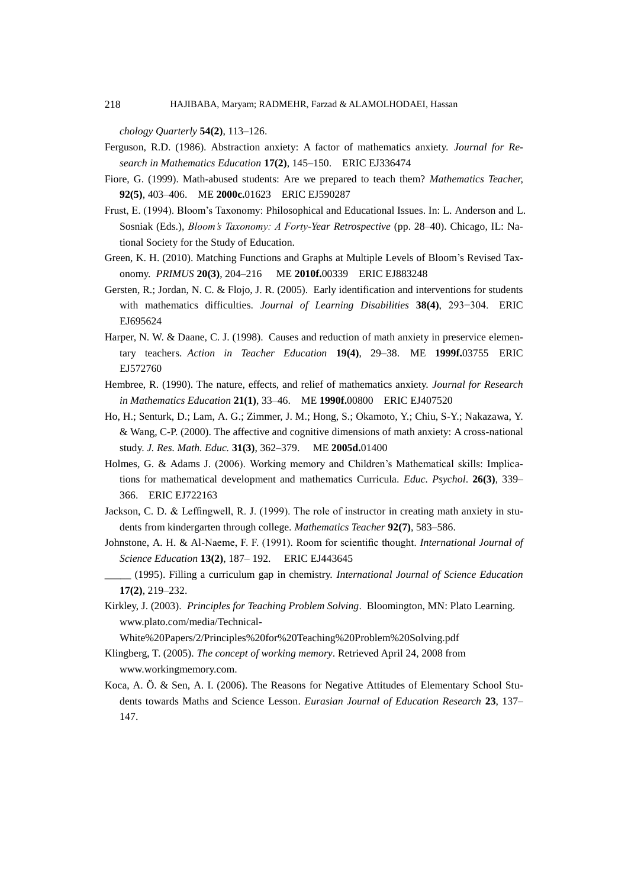*chology Quarterly* **54(2)**, 113–126.

Ferguson, R.D. (1986). Abstraction anxiety: A factor of mathematics anxiety. *Journal for Research in Mathematics Education* **17(2)**, 145–150. ERIC EJ336474

Fiore, G. (1999). Math-abused students: Are we prepared to teach them? *Mathematics Teacher,* **92(5)**, 403–406. ME **2000c.**01623 ERIC EJ590287

Frust, E. (1994). Bloom's Taxonomy: Philosophical and Educational Issues. In: L. Anderson and L. Sosniak (Eds.), *Bloom's Taxonomy: A Forty-Year Retrospective* (pp. 28–40). Chicago, IL: National Society for the Study of Education.

Green, K. H. (2010). Matching Functions and Graphs at Multiple Levels of Bloom's Revised Taxonomy. *PRIMUS* **20(3)**, 204–216 ME **2010f.**00339 ERIC EJ883248

Gersten, R.; Jordan, N. C. & Flojo, J. R. (2005). Early identification and interventions for students with mathematics difficulties. *Journal of Learning Disabilities* **38(4)**, 293−304. ERIC EJ695624

Harper, N. W. & Daane, C. J. (1998). Causes and reduction of math anxiety in preservice elementary teachers. *Action in Teacher Education* **19(4)**, 29–38. ME **1999f.**03755 ERIC EJ572760

Hembree, R. (1990). The nature, effects, and relief of mathematics anxiety. *Journal for Research in Mathematics Education* **21(1)**, 33–46. ME **1990f.**00800 ERIC EJ407520

Ho, H.; Senturk, D.; Lam, A. G.; Zimmer, J. M.; Hong, S.; Okamoto, Y.; Chiu, S-Y.; Nakazawa, Y. & Wang, C-P. (2000). The affective and cognitive dimensions of math anxiety: A cross-national study. *J. Res. Math. Educ.* **31(3)**, 362–379. ME **2005d.**01400

Holmes, G. & Adams J. (2006). Working memory and Children's Mathematical skills: Implications for mathematical development and mathematics Curricula. *Educ. Psychol*. **26(3)**, 339–366. ERIC EJ722163

Jackson, C. D. & Leffingwell, R. J. (1999). The role of instructor in creating math anxiety in students from kindergarten through college. *Mathematics Teacher* **92(7)**, 583–586.

Johnstone, A. H. & Al-Naeme, F. F. (1991). Room for scientific thought. *International Journal of Science Education* **13(2)**, 187– 192. ERIC EJ443645

_____ (1995). Filling a curriculum gap in chemistry. *International Journal of Science Education* **17(2)**, 219–232.

Kirkley, J. (2003). *Principles for Teaching Problem Solving*. Bloomington, MN: Plato Learning. www.plato.com/media/Technical-White%20Papers/2/Principles%20for%20Teaching%20Problem%20Solving.pdf

Klingberg, T. (2005). *The concept of working memory*. Retrieved April 24, 2008 from www.workingmemory.com.

Koca, A. Ö. & Sen, A. I. (2006). The Reasons for Negative Attitudes of Elementary School Students towards Maths and Science Lesson. *Eurasian Journal of Education Research* **23**, 137–147.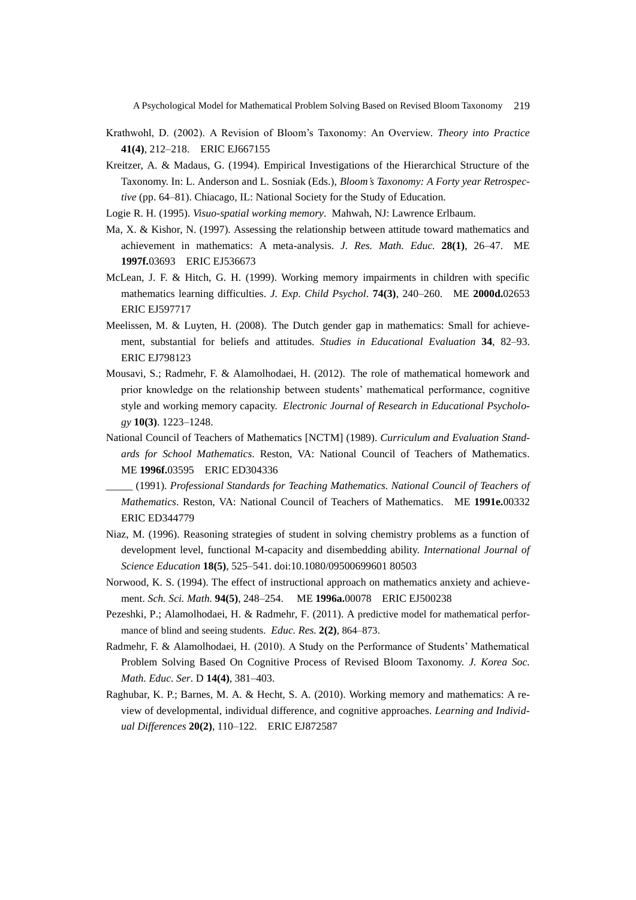Krathwohl, D. (2002). A Revision of Bloom's Taxonomy: An Overview. *Theory into Practice* **41(4)**, 212–218. ERIC EJ667155

Kreitzer, A. & Madaus, G. (1994). Empirical Investigations of the Hierarchical Structure of the Taxonomy. In: L. Anderson and L. Sosniak (Eds.), *Bloom's Taxonomy: A Forty year Retrospective* (pp. 64–81). Chiacago, IL: National Society for the Study of Education.

Logie R. H. (1995). *Visuo-spatial working memory*. Mahwah, NJ: Lawrence Erlbaum.

Ma, X. & Kishor, N. (1997). Assessing the relationship between attitude toward mathematics and achievement in mathematics: A meta-analysis. *J. Res. Math. Educ.* **28(1)**, 26–47. ME **1997f.**03693 ERIC EJ536673

McLean, J. F. & Hitch, G. H. (1999). Working memory impairments in children with specific mathematics learning difficulties. *J. Exp. Child Psychol*. **74(3)**, 240–260. ME **2000d.**02653 ERIC EJ597717

Meelissen, M. & Luyten, H. (2008). The Dutch gender gap in mathematics: Small for achievement, substantial for beliefs and attitudes. *Studies in Educational Evaluation* **34**, 82–93. ERIC EJ798123

Mousavi, S.; Radmehr, F. & Alamolhodaei, H. (2012). The role of mathematical homework and prior knowledge on the relationship between students' mathematical performance, cognitive style and working memory capacity. *Electronic Journal of Research in Educational Psychology* **10(3)**. 1223–1248.

National Council of Teachers of Mathematics [NCTM] (1989). *Curriculum and Evaluation Standards for School Mathematics*. Reston, VA: National Council of Teachers of Mathematics. ME **1996f.**03595 ERIC ED304336

_____ (1991). *Professional Standards for Teaching Mathematics. National Council of Teachers of Mathematics*. Reston, VA: National Council of Teachers of Mathematics. ME **1991e.**00332 ERIC ED344779

Niaz, M. (1996). Reasoning strategies of student in solving chemistry problems as a function of development level, functional M-capacity and disembedding ability. *International Journal of Science Education* **18(5)**, 525–541. doi:10.1080/09500699601 80503

Norwood, K. S. (1994). The effect of instructional approach on mathematics anxiety and achievement. *Sch. Sci. Math.* **94(5)**, 248–254. ME **1996a.**00078 ERIC EJ500238

Pezeshki, P.; Alamolhodaei, H. & Radmehr, F. (2011). A predictive model for mathematical performance of blind and seeing students. *Educ. Res.* **2(2)**, 864–873.

Radmehr, F. & Alamolhodaei, H. (2010). A Study on the Performance of Students' Mathematical Problem Solving Based On Cognitive Process of Revised Bloom Taxonomy. *J. Korea Soc. Math. Educ. Ser*. D **14(4)**, 381–403.

Raghubar, K. P.; Barnes, M. A. & Hecht, S. A. (2010). Working memory and mathematics: A review of developmental, individual difference, and cognitive approaches. *Learning and Individual Differences* **20(2)**, 110–122. ERIC EJ872587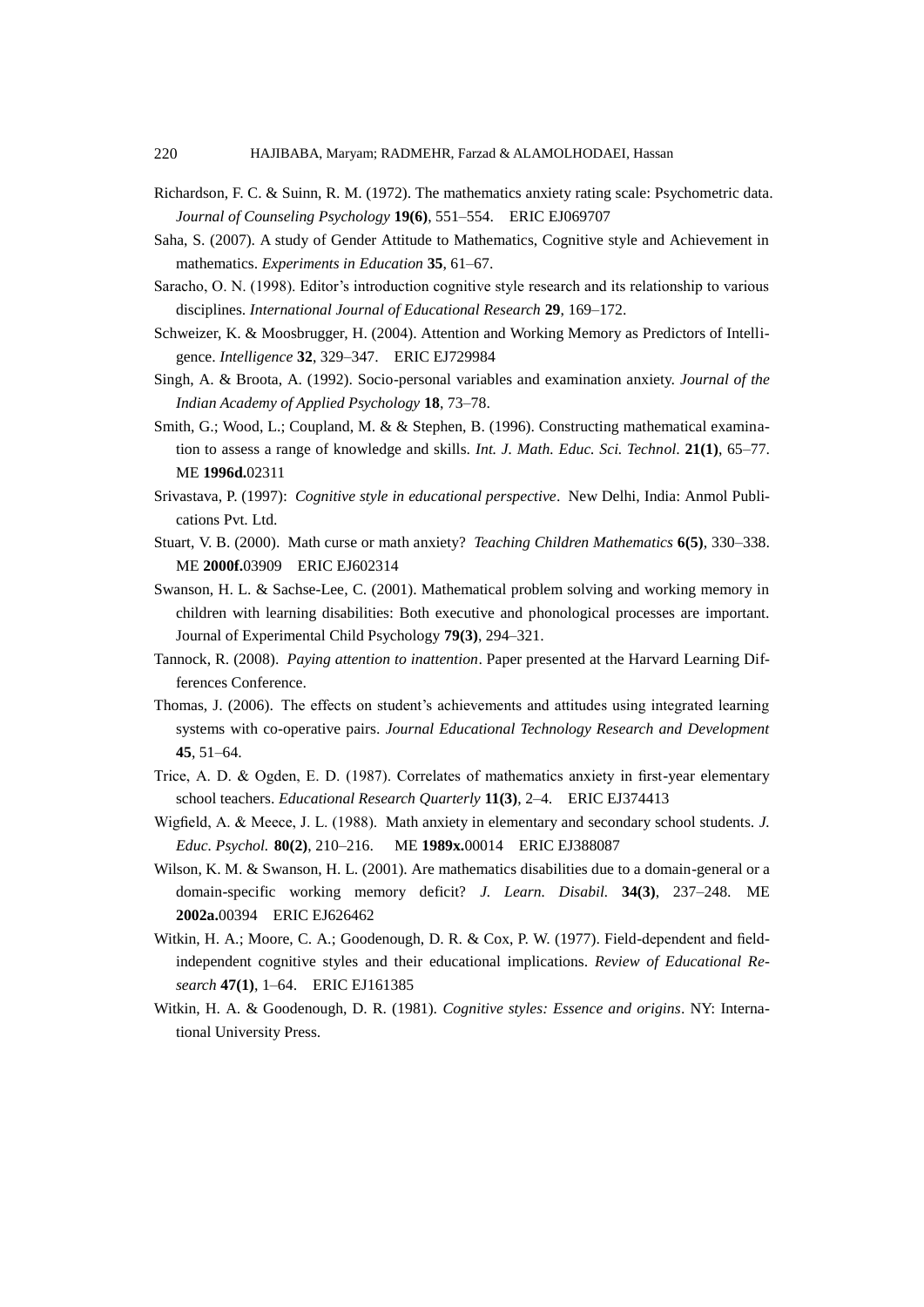Richardson, F. C. & Suinn, R. M. (1972). The mathematics anxiety rating scale: Psychometric data. *Journal of Counseling Psychology* **19(6)**, 551–554. ERIC EJ069707

Saha, S. (2007). A study of Gender Attitude to Mathematics, Cognitive style and Achievement in mathematics. *Experiments in Education* **35**, 61–67.

Saracho, O. N. (1998). Editor's introduction cognitive style research and its relationship to various disciplines. *International Journal of Educational Research* **29**, 169–172.

Schweizer, K. & Moosbrugger, H. (2004). Attention and Working Memory as Predictors of Intelligence. *Intelligence* **32**, 329–347. ERIC EJ729984

Singh, A. & Broota, A. (1992). Socio-personal variables and examination anxiety. *Journal of the Indian Academy of Applied Psychology* **18**, 73–78.

Smith, G.; Wood, L.; Coupland, M. & & Stephen, B. (1996). Constructing mathematical examination to assess a range of knowledge and skills. *Int. J. Math. Educ. Sci. Technol.* **21(1)**, 65–77. ME **1996d.**02311

Srivastava, P. (1997): *Cognitive style in educational perspective*. New Delhi, India: Anmol Publications Pvt. Ltd.

Stuart, V. B. (2000). Math curse or math anxiety? *Teaching Children Mathematics* **6(5)**, 330–338. ME **2000f.**03909 ERIC EJ602314

Swanson, H. L. & Sachse-Lee, C. (2001). Mathematical problem solving and working memory in children with learning disabilities: Both executive and phonological processes are important. Journal of Experimental Child Psychology **79(3)**, 294–321.

Tannock, R. (2008). *Paying attention to inattention*. Paper presented at the Harvard Learning Differences Conference.

Thomas, J. (2006). The effects on student's achievements and attitudes using integrated learning systems with co-operative pairs. *Journal Educational Technology Research and Development* **45**, 51–64.

Trice, A. D. & Ogden, E. D. (1987). Correlates of mathematics anxiety in first-year elementary school teachers. *Educational Research Quarterly* **11(3)**, 2–4. ERIC EJ374413

Wigfield, A. & Meece, J. L. (1988). Math anxiety in elementary and secondary school students. *J. Educ. Psychol.* **80(2)**, 210–216. ME **1989x.**00014 ERIC EJ388087

Wilson, K. M. & Swanson, H. L. (2001). Are mathematics disabilities due to a domain-general or a domain-specific working memory deficit? *J. Learn. Disabil.* **34(3)**, 237–248. ME **2002a.**00394 ERIC EJ626462

Witkin, H. A.; Moore, C. A.; Goodenough, D. R. & Cox, P. W. (1977). Field-dependent and field-independent cognitive styles and their educational implications. *Review of Educational Research* **47(1)**, 1–64. ERIC EJ161385

Witkin, H. A. & Goodenough, D. R. (1981). *Cognitive styles: Essence and origins*. NY: International University Press.